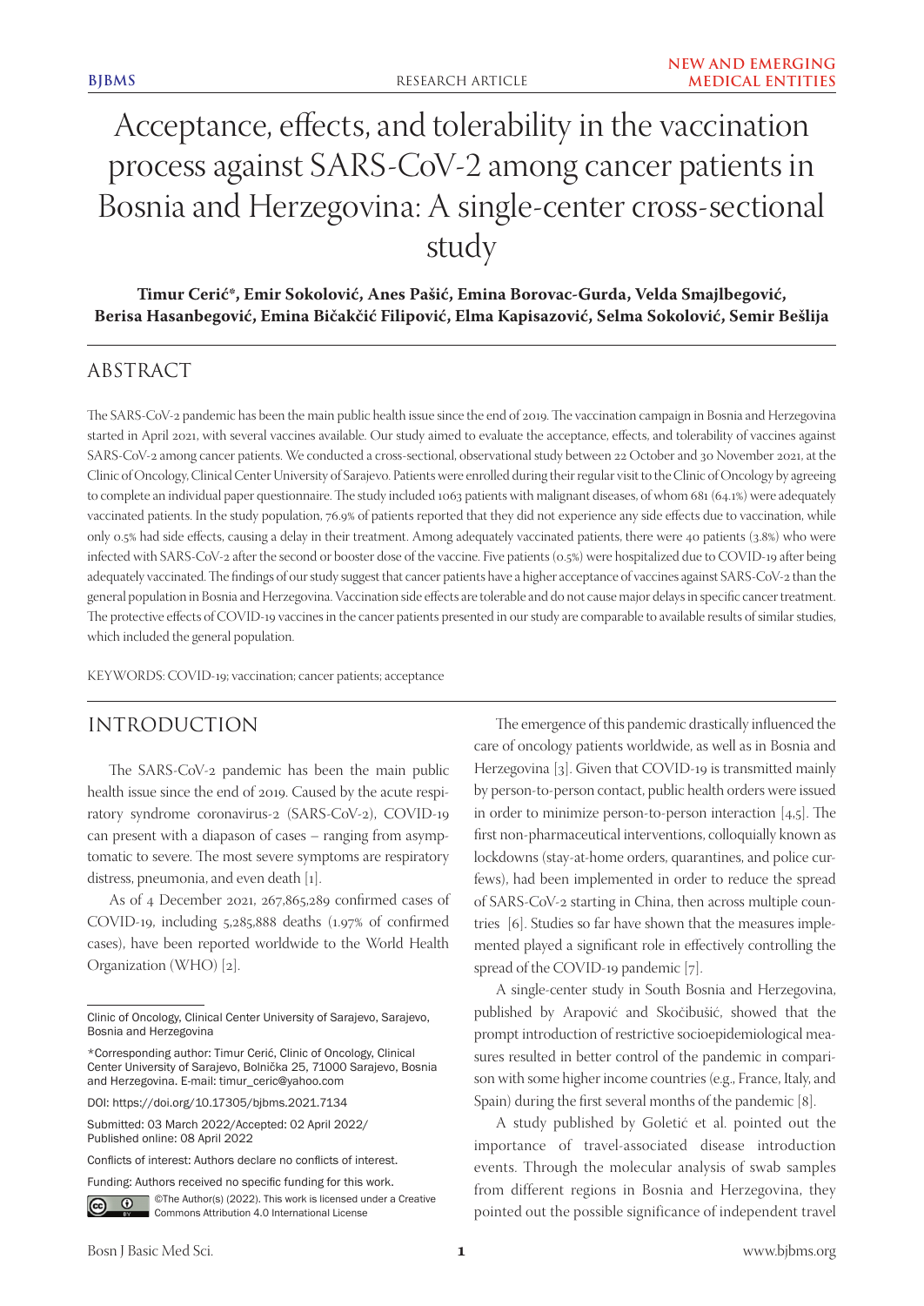# Acceptance, effects, and tolerability in the vaccination process against SARS-CoV-2 among cancer patients in Bosnia and Herzegovina: A single-center cross-sectional study

**Timur Cerić\*, Emir Sokolović, Anes Pašić, Emina Borovac-Gurda, Velda Smajlbegović, Berisa Hasanbegović, Emina Bičakčić Filipović, Elma Kapisazović, Selma Sokolović, Semir Bešlija**

## ABSTRACT

The SARS-CoV-2 pandemic has been the main public health issue since the end of 2019. The vaccination campaign in Bosnia and Herzegovina started in April 2021, with several vaccines available. Our study aimed to evaluate the acceptance, effects, and tolerability of vaccines against SARS-CoV-2 among cancer patients. We conducted a cross-sectional, observational study between 22 October and 30 November 2021, at the Clinic of Oncology, Clinical Center University of Sarajevo. Patients were enrolled during their regular visit to the Clinic of Oncology by agreeing to complete an individual paper questionnaire. The study included 1063 patients with malignant diseases, of whom 681 (64.1%) were adequately vaccinated patients. In the study population, 76.9% of patients reported that they did not experience any side effects due to vaccination, while only 0.5% had side effects, causing a delay in their treatment. Among adequately vaccinated patients, there were 40 patients (3.8%) who were infected with SARS-CoV-2 after the second or booster dose of the vaccine. Five patients (0.5%) were hospitalized due to COVID-19 after being adequately vaccinated. The findings of our study suggest that cancer patients have a higher acceptance of vaccines against SARS-CoV-2 than the general population in Bosnia and Herzegovina. Vaccination side effects are tolerable and do not cause major delays in specific cancer treatment. The protective effects of COVID-19 vaccines in the cancer patients presented in our study are comparable to available results of similar studies, which included the general population.

KEYWORDS: COVID-19; vaccination; cancer patients; acceptance

## INTRODUCTION

The SARS-CoV-2 pandemic has been the main public health issue since the end of 2019. Caused by the acute respiratory syndrome coronavirus-2 (SARS-CoV-2), COVID-19 can present with a diapason of cases – ranging from asymptomatic to severe. The most severe symptoms are respiratory distress, pneumonia, and even death [1].

As of 4 December 2021, 267,865,289 confirmed cases of COVID-19, including 5,285,888 deaths (1.97% of confirmed cases), have been reported worldwide to the World Health Organization (WHO) [2].

The emergence of this pandemic drastically influenced the care of oncology patients worldwide, as well as in Bosnia and Herzegovina [3]. Given that COVID-19 is transmitted mainly by person-to-person contact, public health orders were issued in order to minimize person-to-person interaction [4,5]. The first non-pharmaceutical interventions, colloquially known as lockdowns (stay-at-home orders, quarantines, and police curfews), had been implemented in order to reduce the spread of SARS-CoV-2 starting in China, then across multiple countries [6]. Studies so far have shown that the measures implemented played a significant role in effectively controlling the spread of the COVID-19 pandemic [7].

A single-center study in South Bosnia and Herzegovina, published by Arapović and Skočibušić, showed that the prompt introduction of restrictive socioepidemiological measures resulted in better control of the pandemic in comparison with some higher income countries (e.g., France, Italy, and Spain) during the first several months of the pandemic [8].

A study published by Goletić et al. pointed out the importance of travel-associated disease introduction events. Through the molecular analysis of swab samples from different regions in Bosnia and Herzegovina, they pointed out the possible significance of independent travel

---

Clinic of Oncology, Clinical Center University of Sarajevo, Sarajevo, Bosnia and Herzegovina

\*Corresponding author: Timur Cerić, Clinic of Oncology, Clinical Center University of Sarajevo, Bolnička 25, 71000 Sarajevo, Bosnia and Herzegovina. E-mail: timur_ceric@yahoo.com

DOI: https://doi.org/10.17305/bjbms.2021.7134

Submitted: 03 March 2022/ Accepted: 02 April 2022/ Published online: 08 April 2022

Conflicts of interest: Authors declare no conflicts of interest.

Funding: Authors received no specific funding for this work.

©The Author(s) (2022). This work is licensed under a Creative Commons Attribution 4.0 International License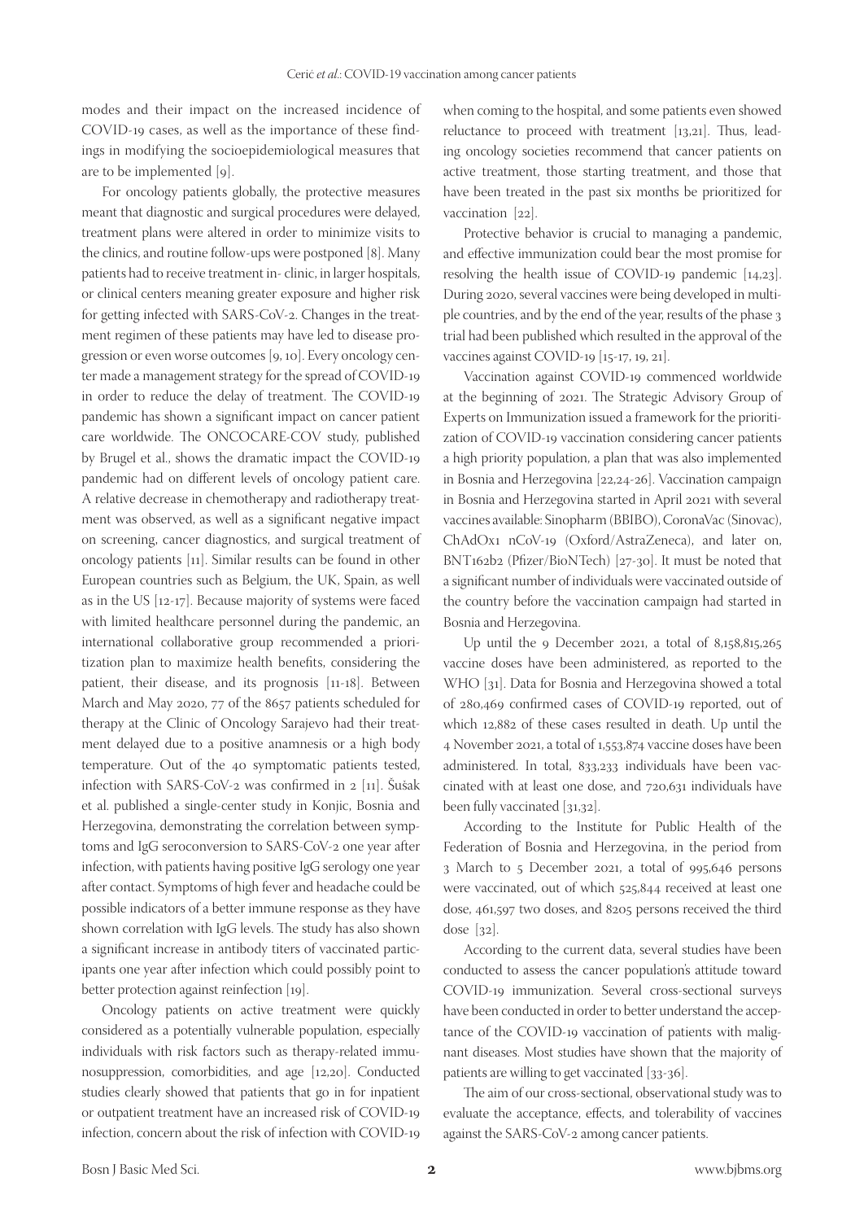modes and their impact on the increased incidence of COVID-19 cases, as well as the importance of these findings in modifying the socioepidemiological measures that are to be implemented [9].

For oncology patients globally, the protective measures meant that diagnostic and surgical procedures were delayed, treatment plans were altered in order to minimize visits to the clinics, and routine follow-ups were postponed [8]. Many patients had to receive treatment in- clinic, in larger hospitals, or clinical centers meaning greater exposure and higher risk for getting infected with SARS-CoV-2. Changes in the treatment regimen of these patients may have led to disease progression or even worse outcomes [9, 10]. Every oncology center made a management strategy for the spread of COVID-19 in order to reduce the delay of treatment. The COVID-19 pandemic has shown a significant impact on cancer patient care worldwide. The ONCOCARE-COV study, published by Brugel et al., shows the dramatic impact the COVID-19 pandemic had on different levels of oncology patient care. A relative decrease in chemotherapy and radiotherapy treatment was observed, as well as a significant negative impact on screening, cancer diagnostics, and surgical treatment of oncology patients [11]. Similar results can be found in other European countries such as Belgium, the UK, Spain, as well as in the US [12-17]. Because majority of systems were faced with limited healthcare personnel during the pandemic, an international collaborative group recommended a prioritization plan to maximize health benefits, considering the patient, their disease, and its prognosis [11-18]. Between March and May 2020, 77 of the 8657 patients scheduled for therapy at the Clinic of Oncology Sarajevo had their treatment delayed due to a positive anamnesis or a high body temperature. Out of the 40 symptomatic patients tested, infection with SARS-CoV-2 was confirmed in 2 [11]. Šušak et al. published a single-center study in Konjic, Bosnia and Herzegovina, demonstrating the correlation between symptoms and IgG seroconversion to SARS-CoV-2 one year after infection, with patients having positive IgG serology one year after contact. Symptoms of high fever and headache could be possible indicators of a better immune response as they have shown correlation with IgG levels. The study has also shown a significant increase in antibody titers of vaccinated participants one year after infection which could possibly point to better protection against reinfection [19].

Oncology patients on active treatment were quickly considered as a potentially vulnerable population, especially individuals with risk factors such as therapy-related immunosuppression, comorbidities, and age [12,20]. Conducted studies clearly showed that patients that go in for inpatient or outpatient treatment have an increased risk of COVID-19 infection, concern about the risk of infection with COVID-19 when coming to the hospital, and some patients even showed reluctance to proceed with treatment [13,21]. Thus, leading oncology societies recommend that cancer patients on active treatment, those starting treatment, and those that have been treated in the past six months be prioritized for vaccination [22].

Protective behavior is crucial to managing a pandemic, and effective immunization could bear the most promise for resolving the health issue of COVID-19 pandemic [14,23]. During 2020, several vaccines were being developed in multiple countries, and by the end of the year, results of the phase 3 trial had been published which resulted in the approval of the vaccines against COVID-19 [15-17, 19, 21].

Vaccination against COVID-19 commenced worldwide at the beginning of 2021. The Strategic Advisory Group of Experts on Immunization issued a framework for the prioritization of COVID-19 vaccination considering cancer patients a high priority population, a plan that was also implemented in Bosnia and Herzegovina [22,24-26]. Vaccination campaign in Bosnia and Herzegovina started in April 2021 with several vaccines available: Sinopharm (BBIBO), CoronaVac (Sinovac), ChAdOx1 nCoV-19 (Oxford/AstraZeneca), and later on, BNT162b2 (Pfizer/BioNTech) [27-30]. It must be noted that a significant number of individuals were vaccinated outside of the country before the vaccination campaign had started in Bosnia and Herzegovina.

Up until the 9 December 2021, a total of 8,158,815,265 vaccine doses have been administered, as reported to the WHO [31]. Data for Bosnia and Herzegovina showed a total of 280,469 confirmed cases of COVID-19 reported, out of which 12,882 of these cases resulted in death. Up until the 4 November 2021, a total of 1,553,874 vaccine doses have been administered. In total, 833,233 individuals have been vaccinated with at least one dose, and 720,631 individuals have been fully vaccinated [31,32].

According to the Institute for Public Health of the Federation of Bosnia and Herzegovina, in the period from 3 March to 5 December 2021, a total of 995,646 persons were vaccinated, out of which 525,844 received at least one dose, 461,597 two doses, and 8205 persons received the third dose [32].

According to the current data, several studies have been conducted to assess the cancer population's attitude toward COVID-19 immunization. Several cross-sectional surveys have been conducted in order to better understand the acceptance of the COVID-19 vaccination of patients with malignant diseases. Most studies have shown that the majority of patients are willing to get vaccinated [33-36].

The aim of our cross-sectional, observational study was to evaluate the acceptance, effects, and tolerability of vaccines against the SARS-CoV-2 among cancer patients.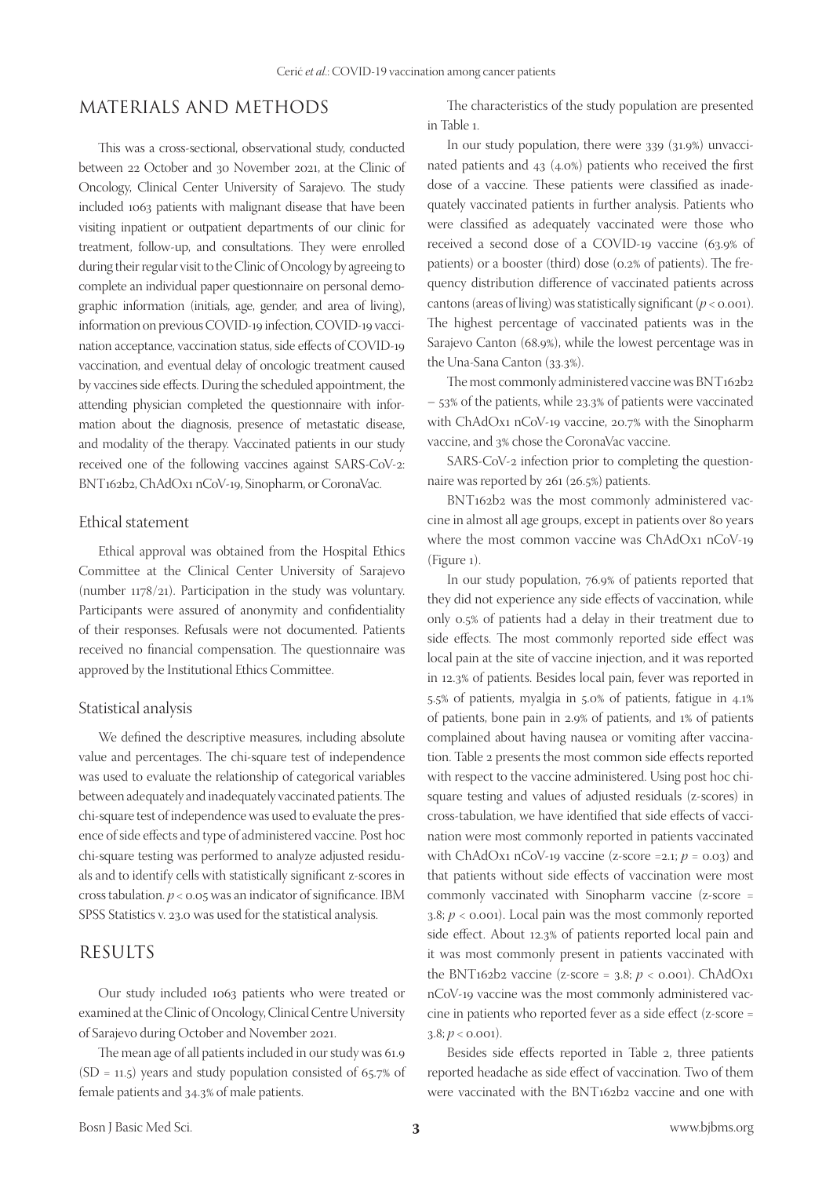## MATERIALS AND METHODS

This was a cross-sectional, observational study, conducted between 22 October and 30 November 2021, at the Clinic of Oncology, Clinical Center University of Sarajevo. The study included 1063 patients with malignant disease that have been visiting inpatient or outpatient departments of our clinic for treatment, follow-up, and consultations. They were enrolled during their regular visit to the Clinic of Oncology by agreeing to complete an individual paper questionnaire on personal demographic information (initials, age, gender, and area of living), information on previous COVID-19 infection, COVID-19 vaccination acceptance, vaccination status, side effects of COVID-19 vaccination, and eventual delay of oncologic treatment caused by vaccines side effects. During the scheduled appointment, the attending physician completed the questionnaire with information about the diagnosis, presence of metastatic disease, and modality of the therapy. Vaccinated patients in our study received one of the following vaccines against SARS-CoV-2: BNT162b2, ChAdOx1 nCoV-19, Sinopharm, or CoronaVac.

### Ethical statement

Ethical approval was obtained from the Hospital Ethics Committee at the Clinical Center University of Sarajevo (number 1178/21). Participation in the study was voluntary. Participants were assured of anonymity and confidentiality of their responses. Refusals were not documented. Patients received no financial compensation. The questionnaire was approved by the Institutional Ethics Committee.

### Statistical analysis

We defined the descriptive measures, including absolute value and percentages. The chi-square test of independence was used to evaluate the relationship of categorical variables between adequately and inadequately vaccinated patients. The chi-square test of independence was used to evaluate the presence of side effects and type of administered vaccine. Post hoc chi-square testing was performed to analyze adjusted residuals and to identify cells with statistically significant z-scores in cross tabulation. $p < 0.05$ was an indicator of significance. IBM SPSS Statistics v. 23.0 was used for the statistical analysis.

## RESULTS

Our study included 1063 patients who were treated or examined at the Clinic of Oncology, Clinical Centre University of Sarajevo during October and November 2021.

The mean age of all patients included in our study was 61.9 (SD = 11.5) years and study population consisted of 65.7% of female patients and 34.3% of male patients.

The characteristics of the study population are presented in Table 1.

In our study population, there were 339 (31.9%) unvaccinated patients and 43 (4.0%) patients who received the first dose of a vaccine. These patients were classified as inadequately vaccinated patients in further analysis. Patients who were classified as adequately vaccinated were those who received a second dose of a COVID-19 vaccine (63.9% of patients) or a booster (third) dose (0.2% of patients). The frequency distribution difference of vaccinated patients across cantons (areas of living) was statistically significant ($p < 0.001$). The highest percentage of vaccinated patients was in the Sarajevo Canton (68.9%), while the lowest percentage was in the Una-Sana Canton (33.3%).

The most commonly administered vaccine was BNT162b2 – 53% of the patients, while 23.3% of patients were vaccinated with ChAdOx1 nCoV-19 vaccine, 20.7% with the Sinopharm vaccine, and 3% chose the CoronaVac vaccine.

SARS-CoV-2 infection prior to completing the questionnaire was reported by 261 (26.5%) patients.

BNT162b2 was the most commonly administered vaccine in almost all age groups, except in patients over 80 years where the most common vaccine was ChAdOx1 nCoV-19 (Figure 1).

In our study population, 76.9% of patients reported that they did not experience any side effects of vaccination, while only 0.5% of patients had a delay in their treatment due to side effects. The most commonly reported side effect was local pain at the site of vaccine injection, and it was reported in 12.3% of patients. Besides local pain, fever was reported in 5.5% of patients, myalgia in 5.0% of patients, fatigue in 4.1% of patients, bone pain in 2.9% of patients, and 1% of patients complained about having nausea or vomiting after vaccination. Table 2 presents the most common side effects reported with respect to the vaccine administered. Using post hoc chi-square testing and values of adjusted residuals (z-scores) in cross-tabulation, we have identified that side effects of vaccination were most commonly reported in patients vaccinated with ChAdOx1 nCoV-19 vaccine (z-score =2.1; $p = 0.03$) and that patients without side effects of vaccination were most commonly vaccinated with Sinopharm vaccine (z-score = 3.8; $p < 0.001$). Local pain was the most commonly reported side effect. About 12.3% of patients reported local pain and it was most commonly present in patients vaccinated with the BNT162b2 vaccine (z-score = 3.8; $p < 0.001$). ChAdOx1 nCoV-19 vaccine was the most commonly administered vaccine in patients who reported fever as a side effect (z-score = 3.8; $p < 0.001$).

Besides side effects reported in Table 2, three patients reported headache as side effect of vaccination. Two of them were vaccinated with the BNT162b2 vaccine and one with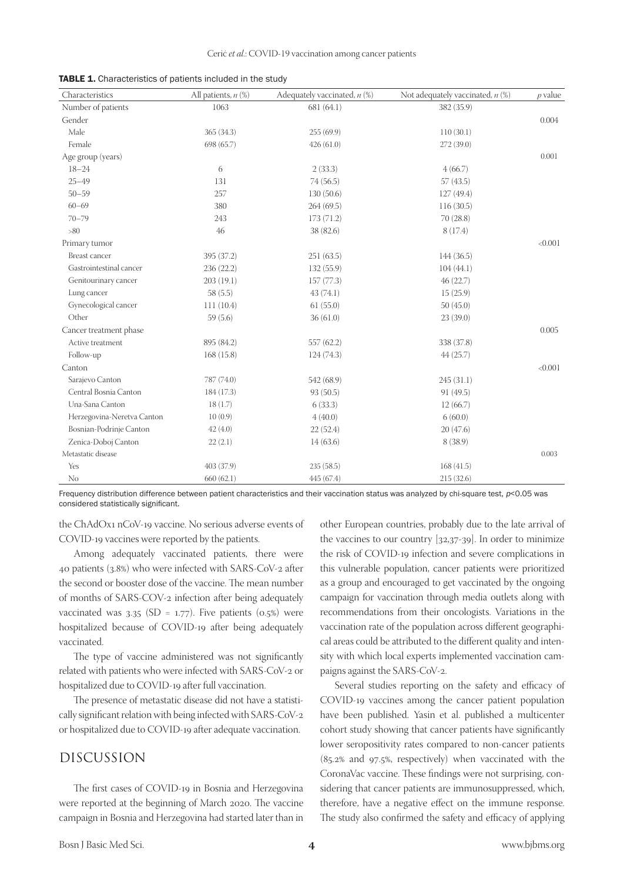**TABLE 1.** Characteristics of patients included in the study

| Characteristics | All patients, *n* (%) | Adequately vaccinated, *n* (%) | Not adequately vaccinated, *n* (%) | *p* value |
|---|---|---|---|---|
| Number of patients | 1063 | 681 (64.1) | 382 (35.9) | |
| Gender | | | | 0.004 |
| Male | 365 (34.3) | 255 (69.9) | 110 (30.1) | |
| Female | 698 (65.7) | 426 (61.0) | 272 (39.0) | |
| Age group (years) | | | | 0.001 |
| 18–24 | 6 | 2 (33.3) | 4 (66.7) | |
| 25–49 | 131 | 74 (56.5) | 57 (43.5) | |
| 50–59 | 257 | 130 (50.6) | 127 (49.4) | |
| 60–69 | 380 | 264 (69.5) | 116 (30.5) | |
| 70–79 | 243 | 173 (71.2) | 70 (28.8) | |
| >80 | 46 | 38 (82.6) | 8 (17.4) | |
| Primary tumor | | | | <0.001 |
| Breast cancer | 395 (37.2) | 251 (63.5) | 144 (36.5) | |
| Gastrointestinal cancer | 236 (22.2) | 132 (55.9) | 104 (44.1) | |
| Genitourinary cancer | 203 (19.1) | 157 (77.3) | 46 (22.7) | |
| Lung cancer | 58 (5.5) | 43 (74.1) | 15 (25.9) | |
| Gynecological cancer | 111 (10.4) | 61 (55.0) | 50 (45.0) | |
| Other | 59 (5.6) | 36 (61.0) | 23 (39.0) | |
| Cancer treatment phase | | | | 0.005 |
| Active treatment | 895 (84.2) | 557 (62.2) | 338 (37.8) | |
| Follow-up | 168 (15.8) | 124 (74.3) | 44 (25.7) | |
| Canton | | | | <0.001 |
| Sarajevo Canton | 787 (74.0) | 542 (68.9) | 245 (31.1) | |
| Central Bosnia Canton | 184 (17.3) | 93 (50.5) | 91 (49.5) | |
| Una-Sana Canton | 18 (1.7) | 6 (33.3) | 12 (66.7) | |
| Herzegovina-Neretva Canton | 10 (0.9) | 4 (40.0) | 6 (60.0) | |
| Bosnian-Podrinje Canton | 42 (4.0) | 22 (52.4) | 20 (47.6) | |
| Zenica-Doboj Canton | 22 (2.1) | 14 (63.6) | 8 (38.9) | |
| Metastatic disease | | | | 0.003 |
| Yes | 403 (37.9) | 235 (58.5) | 168 (41.5) | |
| No | 660 (62.1) | 445 (67.4) | 215 (32.6) | |

Frequency distribution difference between patient characteristics and their vaccination status was analyzed by chi-square test, $p<0.05$ was considered statistically significant.

the ChAdOx1 nCoV-19 vaccine. No serious adverse events of COVID-19 vaccines were reported by the patients.

Among adequately vaccinated patients, there were 40 patients (3.8%) who were infected with SARS-CoV-2 after the second or booster dose of the vaccine. The mean number of months of SARS-COV-2 infection after being adequately vaccinated was 3.35 (SD = 1.77). Five patients (0.5%) were hospitalized because of COVID-19 after being adequately vaccinated.

The type of vaccine administered was not significantly related with patients who were infected with SARS-CoV-2 or hospitalized due to COVID-19 after full vaccination.

The presence of metastatic disease did not have a statistically significant relation with being infected with SARS-CoV-2 or hospitalized due to COVID-19 after adequate vaccination.

## DISCUSSION

The first cases of COVID-19 in Bosnia and Herzegovina were reported at the beginning of March 2020. The vaccine campaign in Bosnia and Herzegovina had started later than in other European countries, probably due to the late arrival of the vaccines to our country [32,37-39]. In order to minimize the risk of COVID-19 infection and severe complications in this vulnerable population, cancer patients were prioritized as a group and encouraged to get vaccinated by the ongoing campaign for vaccination through media outlets along with recommendations from their oncologists. Variations in the vaccination rate of the population across different geographical areas could be attributed to the different quality and intensity with which local experts implemented vaccination campaigns against the SARS-CoV-2.

Several studies reporting on the safety and efficacy of COVID-19 vaccines among the cancer patient population have been published. Yasin et al. published a multicenter cohort study showing that cancer patients have significantly lower seropositivity rates compared to non-cancer patients (85.2% and 97.5%, respectively) when vaccinated with the CoronaVac vaccine. These findings were not surprising, considering that cancer patients are immunosuppressed, which, therefore, have a negative effect on the immune response. The study also confirmed the safety and efficacy of applying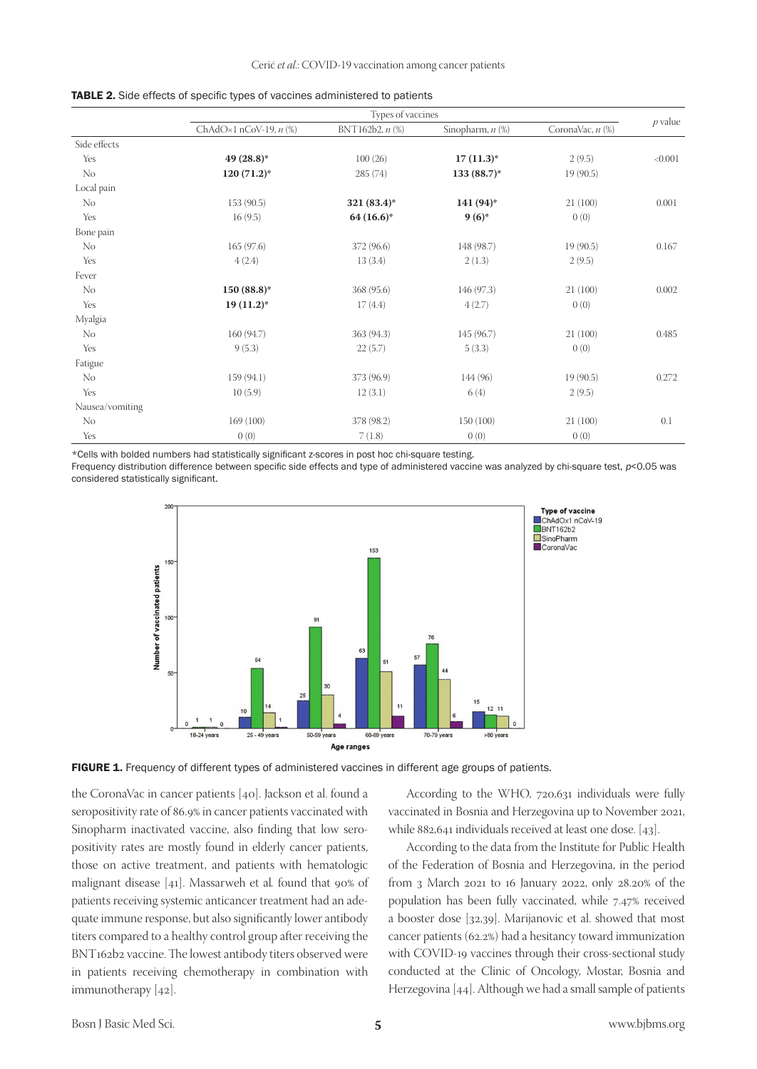**TABLE 2.** Side effects of specific types of vaccines administered to patients

| | Types of vaccines | | | | *p* value |
|---|---|---|---|---|---|
| | ChAdOx1 nCoV-19, *n* (%) | BNT162b2, *n* (%) | Sinopharm, *n* (%) | CoronaVac, *n* (%) | |
| Side effects | | | | | |
| Yes | **49 (28.8)*** | 100 (26) | **17 (11.3)*** | 2 (9.5) | <0.001 |
| No | **120 (71.2)*** | 285 (74) | **133 (88.7)*** | 19 (90.5) | |
| Local pain | | | | | |
| No | 153 (90.5) | **321 (83.4)*** | **141 (94)*** | 21 (100) | 0.001 |
| Yes | 16 (9.5) | **64 (16.6)*** | **9 (6)*** | 0 (0) | |
| Bone pain | | | | | |
| No | 165 (97.6) | 372 (96.6) | 148 (98.7) | 19 (90.5) | 0.167 |
| Yes | 4 (2.4) | 13 (3.4) | 2 (1.3) | 2 (9.5) | |
| Fever | | | | | |
| No | **150 (88.8)*** | 368 (95.6) | 146 (97.3) | 21 (100) | 0.002 |
| Yes | **19 (11.2)*** | 17 (4.4) | 4 (2.7) | 0 (0) | |
| Myalgia | | | | | |
| No | 160 (94.7) | 363 (94.3) | 145 (96.7) | 21 (100) | 0.485 |
| Yes | 9 (5.3) | 22 (5.7) | 5 (3.3) | 0 (0) | |
| Fatigue | | | | | |
| No | 159 (94.1) | 373 (96.9) | 144 (96) | 19 (90.5) | 0.272 |
| Yes | 10 (5.9) | 12 (3.1) | 6 (4) | 2 (9.5) | |
| Nausea/vomiting | | | | | |
| No | 169 (100) | 378 (98.2) | 150 (100) | 21 (100) | 0.1 |
| Yes | 0 (0) | 7 (1.8) | 0 (0) | 0 (0) | |

*Cells with bolded numbers had statistically significant z-scores in post hoc chi-square testing.
Frequency distribution difference between specific side effects and type of administered vaccine was analyzed by chi-square test, $p<0.05$ was considered statistically significant.

**FIGURE 1.** Frequency of different types of administered vaccines in different age groups of patients.

the CoronaVac in cancer patients [40]. Jackson et al. found a seropositivity rate of 86.9% in cancer patients vaccinated with Sinopharm inactivated vaccine, also finding that low seropositivity rates are mostly found in elderly cancer patients, those on active treatment, and patients with hematologic malignant disease [41]. Massarweh et al. found that 90% of patients receiving systemic anticancer treatment had an adequate immune response, but also significantly lower antibody titers compared to a healthy control group after receiving the BNT162b2 vaccine. The lowest antibody titers observed were in patients receiving chemotherapy in combination with immunotherapy [42].

According to the WHO, 720,631 individuals were fully vaccinated in Bosnia and Herzegovina up to November 2021, while 882,641 individuals received at least one dose. [43].

According to the data from the Institute for Public Health of the Federation of Bosnia and Herzegovina, in the period from 3 March 2021 to 16 January 2022, only 28.20% of the population has been fully vaccinated, while 7.47% received a booster dose [32,39]. Marijanovic et al. showed that most cancer patients (62.2%) had a hesitancy toward immunization with COVID-19 vaccines through their cross-sectional study conducted at the Clinic of Oncology, Mostar, Bosnia and Herzegovina [44]. Although we had a small sample of patients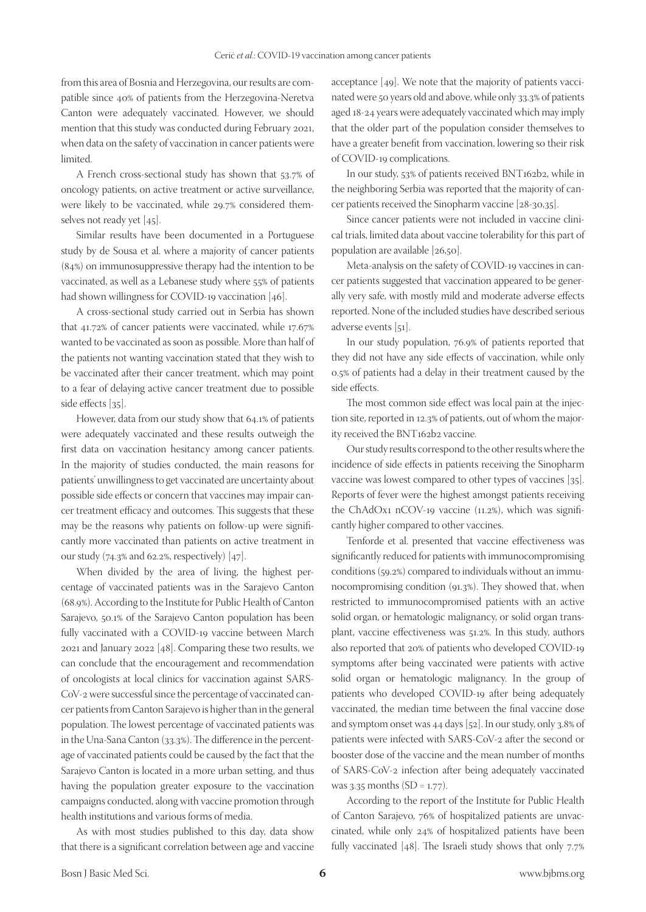from this area of Bosnia and Herzegovina, our results are compatible since 40% of patients from the Herzegovina-Neretva Canton were adequately vaccinated. However, we should mention that this study was conducted during February 2021, when data on the safety of vaccination in cancer patients were limited.

A French cross-sectional study has shown that 53.7% of oncology patients, on active treatment or active surveillance, were likely to be vaccinated, while 29.7% considered themselves not ready yet [45].

Similar results have been documented in a Portuguese study by de Sousa et al. where a majority of cancer patients (84%) on immunosuppressive therapy had the intention to be vaccinated, as well as a Lebanese study where 55% of patients had shown willingness for COVID-19 vaccination [46].

A cross-sectional study carried out in Serbia has shown that 41.72% of cancer patients were vaccinated, while 17.67% wanted to be vaccinated as soon as possible. More than half of the patients not wanting vaccination stated that they wish to be vaccinated after their cancer treatment, which may point to a fear of delaying active cancer treatment due to possible side effects [35].

However, data from our study show that 64.1% of patients were adequately vaccinated and these results outweigh the first data on vaccination hesitancy among cancer patients. In the majority of studies conducted, the main reasons for patients' unwillingness to get vaccinated are uncertainty about possible side effects or concern that vaccines may impair cancer treatment efficacy and outcomes. This suggests that these may be the reasons why patients on follow-up were significantly more vaccinated than patients on active treatment in our study (74.3% and 62.2%, respectively) [47].

When divided by the area of living, the highest percentage of vaccinated patients was in the Sarajevo Canton (68.9%). According to the Institute for Public Health of Canton Sarajevo, 50.1% of the Sarajevo Canton population has been fully vaccinated with a COVID-19 vaccine between March 2021 and January 2022 [48]. Comparing these two results, we can conclude that the encouragement and recommendation of oncologists at local clinics for vaccination against SARS-CoV-2 were successful since the percentage of vaccinated cancer patients from Canton Sarajevo is higher than in the general population. The lowest percentage of vaccinated patients was in the Una-Sana Canton (33.3%). The difference in the percentage of vaccinated patients could be caused by the fact that the Sarajevo Canton is located in a more urban setting, and thus having the population greater exposure to the vaccination campaigns conducted, along with vaccine promotion through health institutions and various forms of media.

As with most studies published to this day, data show that there is a significant correlation between age and vaccine acceptance [49]. We note that the majority of patients vaccinated were 50 years old and above, while only 33.3% of patients aged 18-24 years were adequately vaccinated which may imply that the older part of the population consider themselves to have a greater benefit from vaccination, lowering so their risk of COVID-19 complications.

In our study, 53% of patients received BNT162b2, while in the neighboring Serbia was reported that the majority of cancer patients received the Sinopharm vaccine [28-30,35].

Since cancer patients were not included in vaccine clinical trials, limited data about vaccine tolerability for this part of population are available [26,50].

Meta-analysis on the safety of COVID-19 vaccines in cancer patients suggested that vaccination appeared to be generally very safe, with mostly mild and moderate adverse effects reported. None of the included studies have described serious adverse events [51].

In our study population, 76.9% of patients reported that they did not have any side effects of vaccination, while only 0.5% of patients had a delay in their treatment caused by the side effects.

The most common side effect was local pain at the injection site, reported in 12.3% of patients, out of whom the majority received the BNT162b2 vaccine.

Our study results correspond to the other results where the incidence of side effects in patients receiving the Sinopharm vaccine was lowest compared to other types of vaccines [35]. Reports of fever were the highest amongst patients receiving the ChAdOx1 nCOV-19 vaccine (11.2%), which was significantly higher compared to other vaccines.

Tenforde et al. presented that vaccine effectiveness was significantly reduced for patients with immunocompromising conditions (59.2%) compared to individuals without an immunocompromising condition (91.3%). They showed that, when restricted to immunocompromised patients with an active solid organ, or hematologic malignancy, or solid organ transplant, vaccine effectiveness was 51.2%. In this study, authors also reported that 20% of patients who developed COVID-19 symptoms after being vaccinated were patients with active solid organ or hematologic malignancy. In the group of patients who developed COVID-19 after being adequately vaccinated, the median time between the final vaccine dose and symptom onset was 44 days [52]. In our study, only 3.8% of patients were infected with SARS-CoV-2 after the second or booster dose of the vaccine and the mean number of months of SARS-CoV-2 infection after being adequately vaccinated was 3.35 months (SD = 1.77).

According to the report of the Institute for Public Health of Canton Sarajevo, 76% of hospitalized patients are unvaccinated, while only 24% of hospitalized patients have been fully vaccinated [48]. The Israeli study shows that only 7.7%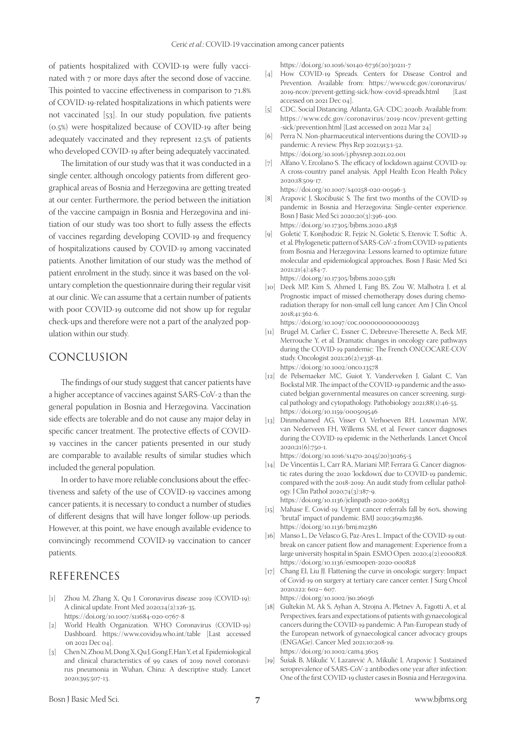of patients hospitalized with COVID-19 were fully vaccinated with 7 or more days after the second dose of vaccine. This pointed to vaccine effectiveness in comparison to 71.8% of COVID-19-related hospitalizations in which patients were not vaccinated [53]. In our study population, five patients (0.5%) were hospitalized because of COVID-19 after being adequately vaccinated and they represent 12.5% of patients who developed COVID-19 after being adequately vaccinated.

The limitation of our study was that it was conducted in a single center, although oncology patients from different geographical areas of Bosnia and Herzegovina are getting treated at our center. Furthermore, the period between the initiation of the vaccine campaign in Bosnia and Herzegovina and initiation of our study was too short to fully assess the effects of vaccines regarding developing COVID-19 and frequency of hospitalizations caused by COVID-19 among vaccinated patients. Another limitation of our study was the method of patient enrolment in the study, since it was based on the voluntary completion the questionnaire during their regular visit at our clinic. We can assume that a certain number of patients with poor COVID-19 outcome did not show up for regular check-ups and therefore were not a part of the analyzed population within our study.

## CONCLUSION

The findings of our study suggest that cancer patients have a higher acceptance of vaccines against SARS-CoV-2 than the general population in Bosnia and Herzegovina. Vaccination side effects are tolerable and do not cause any major delay in specific cancer treatment. The protective effects of COVID-19 vaccines in the cancer patients presented in our study are comparable to available results of similar studies which included the general population.

In order to have more reliable conclusions about the effectiveness and safety of the use of COVID-19 vaccines among cancer patients, it is necessary to conduct a number of studies of different designs that will have longer follow-up periods. However, at this point, we have enough available evidence to convincingly recommend COVID-19 vaccination to cancer patients.

## REFERENCES

[1] Zhou M, Zhang X, Qu J. Coronavirus disease 2019 (COVID-19): A clinical update. Front Med 2020;14(2):126-35. https://doi.org/10.1007/s11684-020-0767-8

[2] World Health Organization. WHO Coronavirus (COVID-19) Dashboard. https://www.covid19.who.int/table [Last accessed on 2021 Dec 04].

[3] Chen N, Zhou M, Dong X, Qu J, Gong F, Han Y, et al. Epidemiological and clinical characteristics of 99 cases of 2019 novel coronavirus pneumonia in Wuhan, China: A descriptive study. Lancet 2020;395:507-13. https://doi.org/10.1016/s0140-6736(20)30211-7

[4] How COVID-19 Spreads. Centers for Disease Control and Prevention. Available from: https://www.cdc.gov/coronavirus/2019-ncov/prevent-getting-sick/how-covid-spreads.html [Last accessed on 2021 Dec 04].

[5] CDC. Social Distancing. Atlanta, GA: CDC; 2020b. Available from: https://www.cdc.gov/coronavirus/2019-ncov/prevent-getting-sick/prevention.html [Last accessed on 2022 Mar 24]

[6] Perra N. Non-pharmaceutical interventions during the COVID-19 pandemic: A review. Phys Rep 2021;913:1-52. https://doi.org/10.1016/j.physrep.2021.02.001

[7] Alfano V, Ercolano S. The efficacy of lockdown against COVID-19: A cross-country panel analysis. Appl Health Econ Health Policy 2020;18:509-17. https://doi.org/10.1007/s40258-020-00596-3

[8] Arapović J, Skočibušić S. The first two months of the COVID-19 pandemic in Bosnia and Herzegovina: Single-center experience. Bosn J Basic Med Sci 2020;20(3):396-400. https://doi.org/10.17305/bjbms.2020.4838

[9] Goletić T, Konjhodzic R, Fejzic N, Goletic S, Eterovic T, Softic A, et al. Phylogenetic pattern of SARS-CoV-2 from COVID-19 patients from Bosnia and Herzegovina: Lessons learned to optimize future molecular and epidemiological approaches. Bosn J Basic Med Sci 2021;21(4):484-7. https://doi.org/10.17305/bjbms.2020.5381

[10] Deek MP, Kim S, Ahmed I, Fang BS, Zou W, Malhotra J, et al. Prognostic impact of missed chemotherapy doses during chemoradiation therapy for non-small cell lung cancer. Am J Clin Oncol 2018;41:362-6. https://doi.org/10.1097/coc.0000000000000293

[11] Brugel M, Carlier C, Essner C, Debreuve-Theresette A, Beck MF, Merrouche Y, et al. Dramatic changes in oncology care pathways during the COVID-19 pandemic: The French ONCOCARE-COV study. Oncologist 2021;26(2):e338-41. https://doi.org/10.1002/onco.13578

[12] de Pelsemaeker MC, Guiot Y, Vanderveken J, Galant C, Van Bockstal MR. The impact of the COVID-19 pandemic and the associated belgian governmental measures on cancer screening, surgical pathology and cytopathology. Pathobiology 2021;88(1):46-55. https://doi.org/10.1159/000509546

[13] Dinmohamed AG, Visser O, Verhoeven RH, Louwman MW, van Nederveen FH, Willems SM, et al. Fewer cancer diagnoses during the COVID-19 epidemic in the Netherlands. Lancet Oncol 2020;21(6):750-1. https://doi.org/10.1016/s1470-2045(20)30265-5

[14] De Vincentiis L, Carr RA, Mariani MP, Ferrara G. Cancer diagnostic rates during the 2020 'lockdown', due to COVID-19 pandemic, compared with the 2018-2019: An audit study from cellular pathology. J Clin Pathol 2020;74(3):187-9. https://doi.org/10.1136/jclinpath-2020-206833

[15] Mahase E. Covid-19: Urgent cancer referrals fall by 60%, showing "brutal" impact of pandemic. BMJ 2020;369:m2386. https://doi.org/10.1136/bmj.m2386

[16] Manso L, De Velasco G, Paz-Ares L. Impact of the COVID-19 outbreak on cancer patient flow and management: Experience from a large university hospital in Spain. ESMO Open. 2020;4(2):e000828. https://doi.org/10.1136/esmoopen-2020-000828

[17] Chang EI, Liu JJ. Flattening the curve in oncologic surgery: Impact of Covid-19 on surgery at tertiary care cancer center. J Surg Oncol 2020;122: 602– 607. https://doi.org/10.1002/jso.26056

[18] Gultekin M, Ak S, Ayhan A, Strojna A, Pletnev A, Fagotti A, et al. Perspectives, fears and expectations of patients with gynaecological cancers during the COVID-19 pandemic: A Pan-European study of the European network of gynaecological cancer advocacy groups (ENGAGe). Cancer Med 2021;10:208-19. https://doi.org/10.1002/cam4.3605

[19] Šušak B, Mikulić V, Lazarević A, Mikulić I, Arapovic J. Sustained seroprevalence of SARS-CoV-2 antibodies one year after infection: One of the first COVID-19 cluster cases in Bosnia and Herzegovina.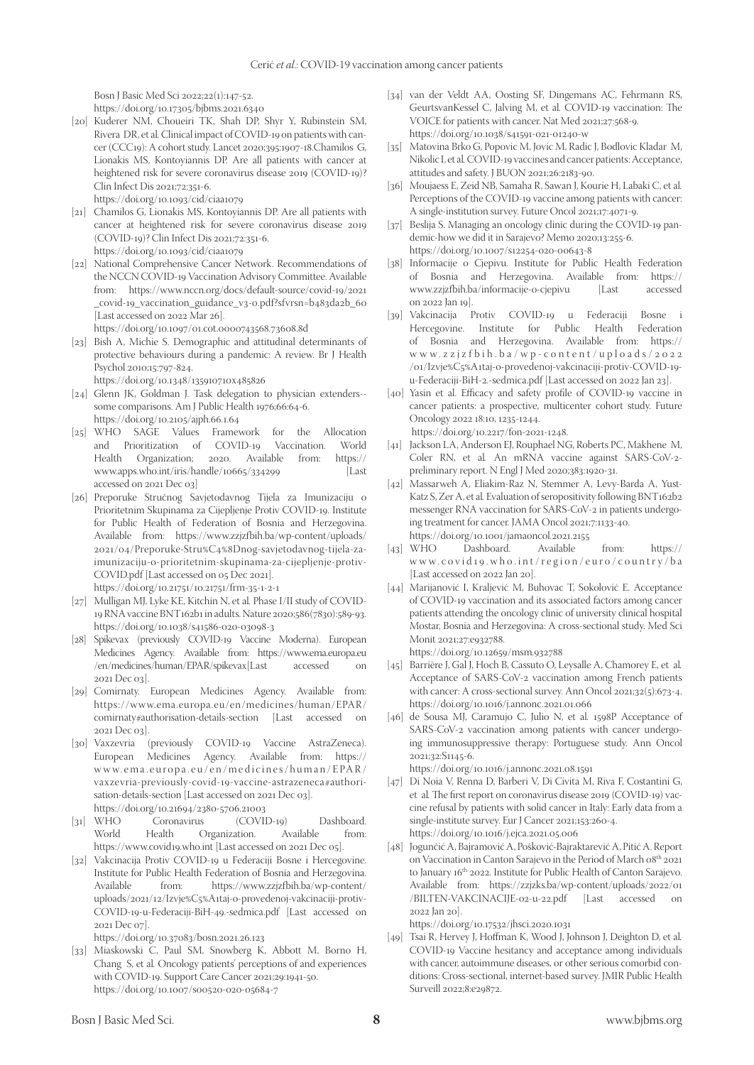Bosn J Basic Med Sci 2022;22(1):147-52.
https://doi.org/10.17305/bjbms.2021.6340

[20] Kuderer NM, Choueiri TK, Shah DP, Shyr Y, Rubinstein SM, Rivera DR, et al. Clinical impact of COVID-19 on patients with cancer (CCC19): A cohort study. Lancet 2020;395:1907-18.Chamilos G, Lionakis MS, Kontoyiannis DP. Are all patients with cancer at heightened risk for severe coronavirus disease 2019 (COVID-19)? Clin Infect Dis 2021;72:351-6.
https://doi.org/10.1093/cid/ciaa1079

[21] Chamilos G, Lionakis MS, Kontoyiannis DP. Are all patients with cancer at heightened risk for severe coronavirus disease 2019 (COVID-19)? Clin Infect Dis 2021;72:351-6.
https://doi.org/10.1093/cid/ciaa1079

[22] National Comprehensive Cancer Network. Recommendations of the NCCN COVID-19 Vaccination Advisory Committee. Available from: https://www.nccn.org/docs/default-source/covid-19/2021_covid-19_vaccination_guidance_v3-0.pdf?sfvrsn=b483da2b_60 [Last accessed on 2022 Mar 26].
https://doi.org/10.1097/01.cot.0000743568.73608.8d

[23] Bish A, Michie S. Demographic and attitudinal determinants of protective behaviours during a pandemic: A review. Br J Health Psychol 2010;15:797-824.
https://doi.org/10.1348/135910710x485826

[24] Glenn JK, Goldman J. Task delegation to physician extenders--some comparisons. Am J Public Health 1976;66:64-6.
https://doi.org/10.2105/ajph.66.1.64

[25] WHO SAGE Values Framework for the Allocation and Prioritization of COVID-19 Vaccination. World Health Organization; 2020. Available from: https://www.apps.who.int/iris/handle/10665/334299 [Last accessed on 2021 Dec 03]

[26] Preporuke Stručnog Savjetodavnog Tijela za Imunizaciju o Prioritetnim Skupinama za Cijepljenje Protiv COVID-19. Institute for Public Health of Federation of Bosnia and Herzegovina. Available from: https://www.zzjzfbih.ba/wp-content/uploads/2021/04/Preporuke-Stru%C4%8Dnog-savjetodavnog-tijela-za-imunizaciju-o-prioritetnim-skupinama-za-cijepljenje-protiv-COVID.pdf [Last accessed on 05 Dec 2021].
https://doi.org/10.21751/10.21751/frm-35-1-2-1

[27] Mulligan MJ, Lyke KE, Kitchin N, et al. Phase I/II study of COVID-19 RNA vaccine BNT162b1 in adults. Nature 2020;586(7830):589-93.
https://doi.org/10.1038/s41586-020-03098-3

[28] Spikevax (previously COVID-19 Vaccine Moderna). European Medicines Agency. Available from: https://www.ema.europa.eu/en/medicines/human/EPAR/spikevax[Last accessed on 2021 Dec 03].

[29] Comirnaty. European Medicines Agency. Available from: https://www.ema.europa.eu/en/medicines/human/EPAR/comirnaty#authorisation-details-section [Last accessed on 2021 Dec 03].

[30] Vaxzevria (previously COVID-19 Vaccine AstraZeneca). European Medicines Agency. Available from: https://www.ema.europa.eu/en/medicines/human/EPAR/vaxzevria-previously-covid-19-vaccine-astrazeneca#authorisation-details-section [Last accessed on 2021 Dec 03].
https://doi.org/10.21694/2380-5706.21003

[31] WHO Coronavirus (COVID-19) Dashboard. World Health Organization. Available from: https://www.covid19.who.int [Last accessed on 2021 Dec 05].

[32] Vakcinacija Protiv COVID-19 u Federaciji Bosne i Hercegovine. Institute for Public Health Federation of Bosnia and Herzegovina. Available from: https://www.zzjzfbih.ba/wp-content/uploads/2021/12/Izvje%C5%A1taj-o-provedenoj-vakcinaciji-protiv-COVID-19-u-Federaciji-BiH-49.-sedmica.pdf [Last accessed on 2021 Dec 07].
https://doi.org/10.37083/bosn.2021.26.123

[33] Miaskowski C, Paul SM, Snowberg K, Abbott M, Borno H, Chang S, et al. Oncology patients' perceptions of and experiences with COVID-19. Support Care Cancer 2021;29:1941-50.
https://doi.org/10.1007/s00520-020-05684-7

[34] van der Veldt AA, Oosting SF, Dingemans AC, Fehrmann RS, GeurtsvanKessel C, Jalving M, et al. COVID-19 vaccination: The VOICE for patients with cancer. Nat Med 2021;27:568-9.
https://doi.org/10.1038/s41591-021-01240-w

[35] Matovina Brko G, Popovic M, Jovic M, Radic J, Bodlovic Kladar M, Nikolic I, et al. COVID-19 vaccines and cancer patients: Acceptance, attitudes and safety. J BUON 2021;26:2183-90.

[36] Moujaess E, Zeid NB, Samaha R, Sawan J, Kourie H, Labaki C, et al. Perceptions of the COVID-19 vaccine among patients with cancer: A single-institution survey. Future Oncol 2021;17:4071-9.

[37] Beslija S. Managing an oncology clinic during the COVID-19 pandemic-how we did it in Sarajevo? Memo 2020;13:255-6.
https://doi.org/10.1007/s12254-020-00643-8

[38] Informacije o Cjepivu. Institute for Public Health Federation of Bosnia and Herzegovina. Available from: https://www.zzjzfbih.ba/informacije-o-cjepivu [Last accessed on 2022 Jan 19].

[39] Vakcinacija Protiv COVID-19 u Federaciji Bosne i Hercegovine. Institute for Public Health Federation of Bosnia and Herzegovina. Available from: https://www.zzjzfbih.ba/wp-content/uploads/2022/01/Izvje%C5%A1taj-o-provedenoj-vakcinaciji-protiv-COVID-19-u-Federaciji-BiH-2.-sedmica.pdf [Last accessed on 2022 Jan 23].

[40] Yasin et al. Efficacy and safety profile of COVID-19 vaccine in cancer patients: a prospective, multicenter cohort study. Future Oncology 2022 18:10, 1235-1244.
https://doi.org/10.2217/fon-2021-1248.

[41] Jackson LA, Anderson EJ, Rouphael NG, Roberts PC, Makhene M, Coler RN, et al. An mRNA vaccine against SARS-CoV-2-preliminary report. N Engl J Med 2020;383:1920-31.

[42] Massarweh A, Eliakim-Raz N, Stemmer A, Levy-Barda A, Yust-Katz S, Zer A, et al. Evaluation of seropositivity following BNT162b2 messenger RNA vaccination for SARS-CoV-2 in patients undergoing treatment for cancer. JAMA Oncol 2021;7:1133-40.
https://doi.org/10.1001/jamaoncol.2021.2155

[43] WHO Dashboard. Available from: https://www.covid19.who.int/region/euro/country/ba [Last accessed on 2022 Jan 20].

[44] Marijanović I, Kraljević M, Buhovac T, Soković E. Acceptance of COVID-19 vaccination and its associated factors among cancer patients attending the oncology clinic of university clinical hospital Mostar, Bosnia and Herzegovina: A cross-sectional study. Med Sci Monit 2021;27:e932788.
https://doi.org/10.12659/msm.932788

[45] Barrière J, Gal J, Hoch B, Cassuto O, Leysalle A, Chamorey E, et al. Acceptance of SARS-CoV-2 vaccination among French patients with cancer: A cross-sectional survey. Ann Oncol 2021;32(5):673-4.
https://doi.org/10.1016/j.annonc.2021.01.066

[46] de Sousa MJ, Caramujo C, Julio N, et al. 1598P Acceptance of SARS-CoV-2 vaccination among patients with cancer undergoing immunosuppressive therapy: Portuguese study. Ann Oncol 2021;32:S1145-6.
https://doi.org/10.1016/j.annonc.2021.08.1591

[47] Di Noia V, Renna D, Barberi V, Di Civita M, Riva F, Costantini G, et al. The first report on coronavirus disease 2019 (COVID-19) vaccine refusal by patients with solid cancer in Italy: Early data from a single-institute survey. Eur J Cancer 2021;153:260-4.
https://doi.org/10.1016/j.ejca.2021.05.006

[48] Jogunčić A, Bajramović A, Pošković-Bajraktarević A, Pitić A. Report on Vaccination in Canton Sarajevo in the Period of March 08th 2021 to January 16th 2022. Institute for Public Health of Canton Sarajevo. Available from: https://zzjzks.ba/wp-content/uploads/2022/01/BILTEN-VAKCINACIJE-02-11-22.pdf [Last accessed on 2022 Jan 20].
https://doi.org/10.17532/jhsci.2020.1031

[49] Tsai R, Hervey J, Hoffman K, Wood J, Johnson J, Deighton D, et al. COVID-19 Vaccine hesitancy and acceptance among individuals with cancer, autoimmune diseases, or other serious comorbid conditions: Cross-sectional, internet-based survey. JMIR Public Health Surveill 2022;8:e29872.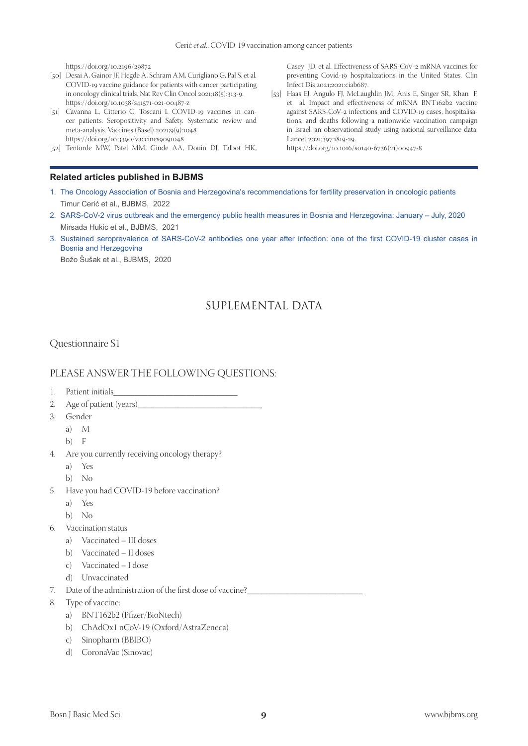https://doi.org/10.2196/29872

[50] Desai A, Gainor JF, Hegde A, Schram AM, Curigliano G, Pal S, et al. COVID-19 vaccine guidance for patients with cancer participating in oncology clinical trials. Nat Rev Clin Oncol 2021;18(5):313-9. https://doi.org/10.1038/s41571-021-00487-z

[51] Cavanna L, Citterio C, Toscani I. COVID-19 vaccines in cancer patients. Seropositivity and Safety. Systematic review and meta-analysis. Vaccines (Basel) 2021;9(9):1048. https://doi.org/10.3390/vaccines9091048

[52] Tenforde MW, Patel MM, Ginde AA, Douin DJ, Talbot HK, Casey JD, et al. Effectiveness of SARS-CoV-2 mRNA vaccines for preventing Covid-19 hospitalizations in the United States. Clin Infect Dis 2021;2021:ciab687.

[53] Haas EJ, Angulo FJ, McLaughlin JM, Anis E, Singer SR, Khan F, et al. Impact and effectiveness of mRNA BNT162b2 vaccine against SARS-CoV-2 infections and COVID-19 cases, hospitalisations, and deaths following a nationwide vaccination campaign in Israel: an observational study using national surveillance data. Lancet 2021;397:1819-29. https://doi.org/10.1016/s0140-6736(21)00947-8

**Related articles published in BJBMS**

1. The Oncology Association of Bosnia and Herzegovina's recommendations for fertility preservation in oncologic patients
   Timur Cerić et al., BJBMS, 2022
2. SARS-CoV-2 virus outbreak and the emergency public health measures in Bosnia and Herzegovina: January – July, 2020
   Mirsada Hukic et al., BJBMS, 2021
3. Sustained seroprevalence of SARS-CoV-2 antibodies one year after infection: one of the first COVID-19 cluster cases in Bosnia and Herzegovina
   Božo Šušak et al., BJBMS, 2020

# SUPLEMENTAL DATA

## Questionnaire S1

## PLEASE ANSWER THE FOLLOWING QUESTIONS:

1. Patient initials\_\_\_\_\_\_\_\_\_\_\_\_\_\_\_\_\_\_\_\_\_\_\_\_\_\_\_\_
2. Age of patient (years)\_\_\_\_\_\_\_\_\_\_\_\_\_\_\_\_\_\_\_\_\_\_\_\_\_\_\_\_
3. Gender
   a) M
   b) F
4. Are you currently receiving oncology therapy?
   a) Yes
   b) No
5. Have you had COVID-19 before vaccination?
   a) Yes
   b) No
6. Vaccination status
   a) Vaccinated – III doses
   b) Vaccinated – II doses
   c) Vaccinated – I dose
   d) Unvaccinated
7. Date of the administration of the first dose of vaccine?\_\_\_\_\_\_\_\_\_\_\_\_\_\_\_\_\_\_\_\_\_\_\_\_\_\_\_\_
8. Type of vaccine:
   a) BNT162b2 (Pfizer/BioNtech)
   b) ChAdOx1 nCoV-19 (Oxford/AstraZeneca)
   c) Sinopharm (BBIBO)
   d) CoronaVac (Sinovac)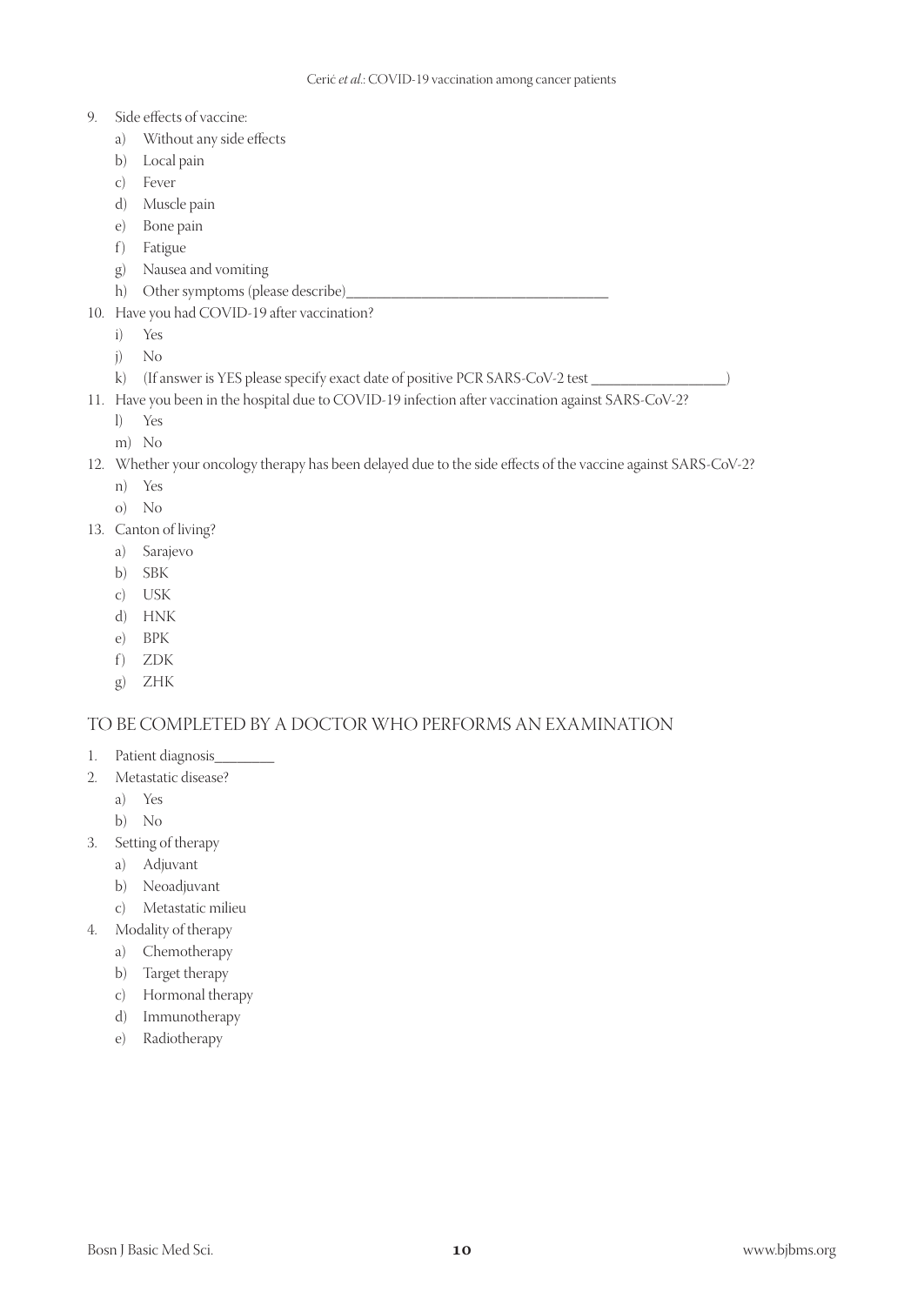9. Side effects of vaccine:
   a) Without any side effects
   b) Local pain
   c) Fever
   d) Muscle pain
   e) Bone pain
   f) Fatigue
   g) Nausea and vomiting
   h) Other symptoms (please describe)___________________________________
10. Have you had COVID-19 after vaccination?
   i) Yes
   j) No
   k) (If answer is YES please specify exact date of positive PCR SARS-CoV-2 test __________________)
11. Have you been in the hospital due to COVID-19 infection after vaccination against SARS-CoV-2?
   l) Yes
   m) No
12. Whether your oncology therapy has been delayed due to the side effects of the vaccine against SARS-CoV-2?
   n) Yes
   o) No
13. Canton of living?
   a) Sarajevo
   b) SBK
   c) USK
   d) HNK
   e) BPK
   f) ZDK
   g) ZHK

## TO BE COMPLETED BY A DOCTOR WHO PERFORMS AN EXAMINATION

1. Patient diagnosis________
2. Metastatic disease?
   a) Yes
   b) No
3. Setting of therapy
   a) Adjuvant
   b) Neoadjuvant
   c) Metastatic milieu
4. Modality of therapy
   a) Chemotherapy
   b) Target therapy
   c) Hormonal therapy
   d) Immunotherapy
   e) Radiotherapy